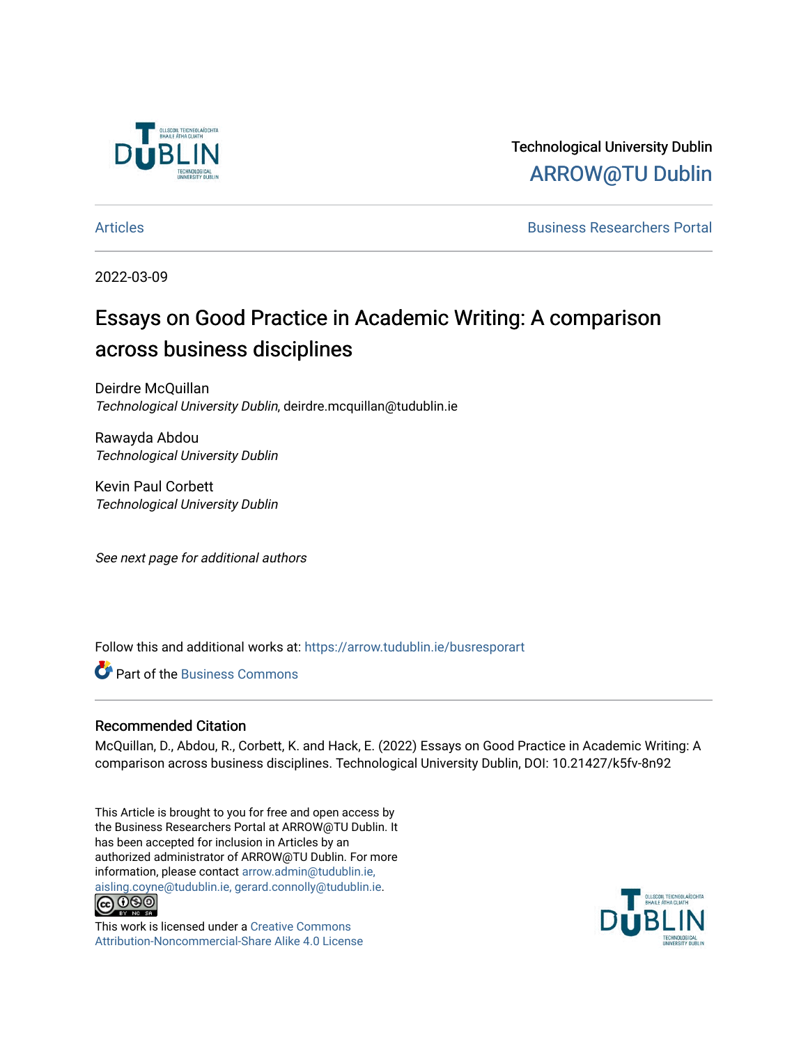Technological University Dublin

ARROW@TU Dublin

Articles

Business Researchers Portal

2022-03-09

# Essays on Good Practice in Academic Writing: A comparison across business disciplines

Deirdre McQuillan
*Technological University Dublin*, deirdre.mcquillan@tudublin.ie

Rawayda Abdou
*Technological University Dublin*

Kevin Paul Corbett
*Technological University Dublin*

*See next page for additional authors*

Follow this and additional works at: https://arrow.tudublin.ie/busresporart

Part of the Business Commons

## Recommended Citation

McQuillan, D., Abdou, R., Corbett, K. and Hack, E. (2022) Essays on Good Practice in Academic Writing: A comparison across business disciplines. Technological University Dublin, DOI: 10.21427/k5fv-8n92

This Article is brought to you for free and open access by the Business Researchers Portal at ARROW@TU Dublin. It has been accepted for inclusion in Articles by an authorized administrator of ARROW@TU Dublin. For more information, please contact arrow.admin@tudublin.ie, aisling.coyne@tudublin.ie, gerard.connolly@tudublin.ie.

This work is licensed under a Creative Commons Attribution-Noncommercial-Share Alike 4.0 License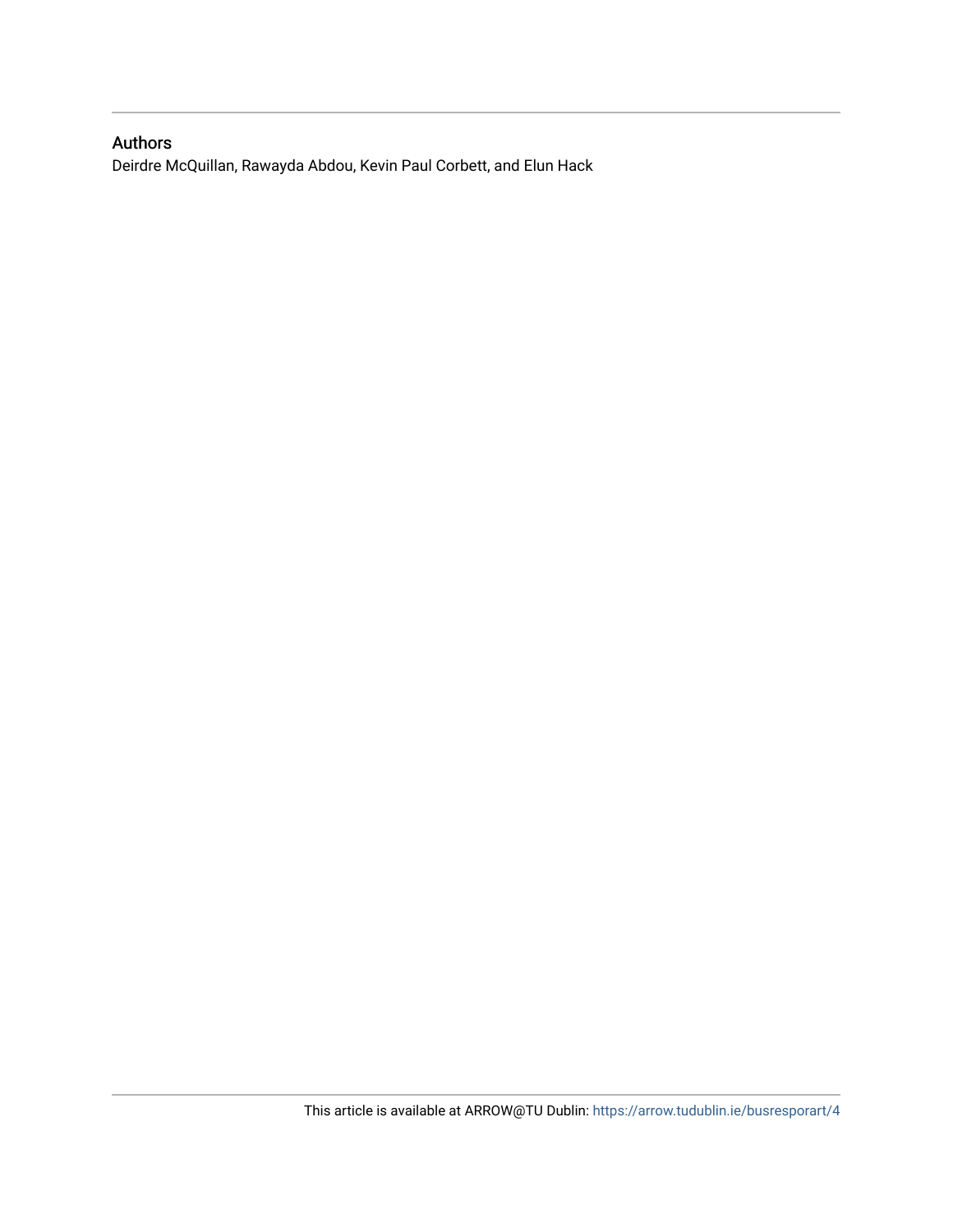## Authors

Deirdre McQuillan, Rawayda Abdou, Kevin Paul Corbett, and Elun Hack

This article is available at ARROW@TU Dublin: https://arrow.tudublin.ie/busresporart/4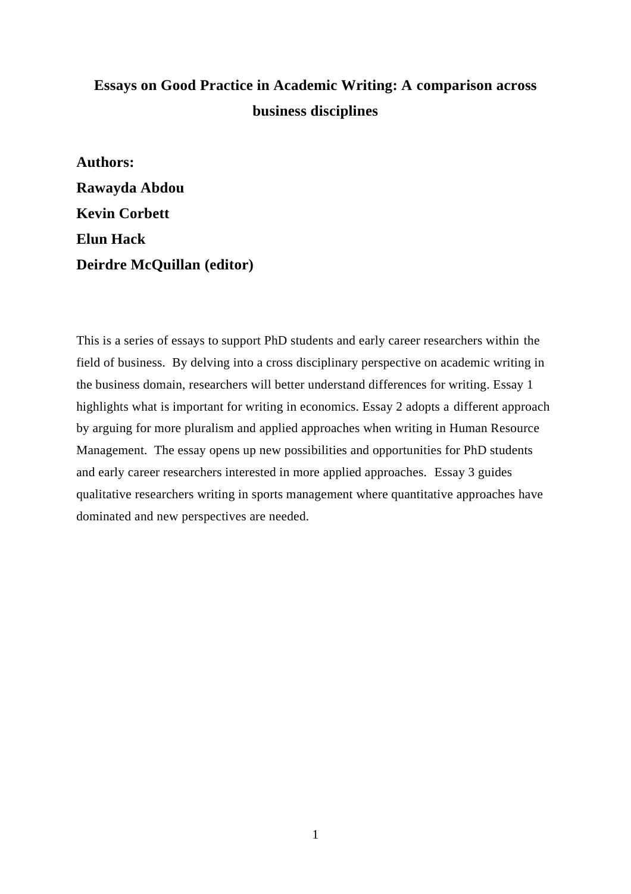# Essays on Good Practice in Academic Writing: A comparison across business disciplines

**Authors:**

**Rawayda Abdou**

**Kevin Corbett**

**Elun Hack**

**Deirdre McQuillan (editor)**

This is a series of essays to support PhD students and early career researchers within the field of business. By delving into a cross disciplinary perspective on academic writing in the business domain, researchers will better understand differences for writing. Essay 1 highlights what is important for writing in economics. Essay 2 adopts a different approach by arguing for more pluralism and applied approaches when writing in Human Resource Management. The essay opens up new possibilities and opportunities for PhD students and early career researchers interested in more applied approaches. Essay 3 guides qualitative researchers writing in sports management where quantitative approaches have dominated and new perspectives are needed.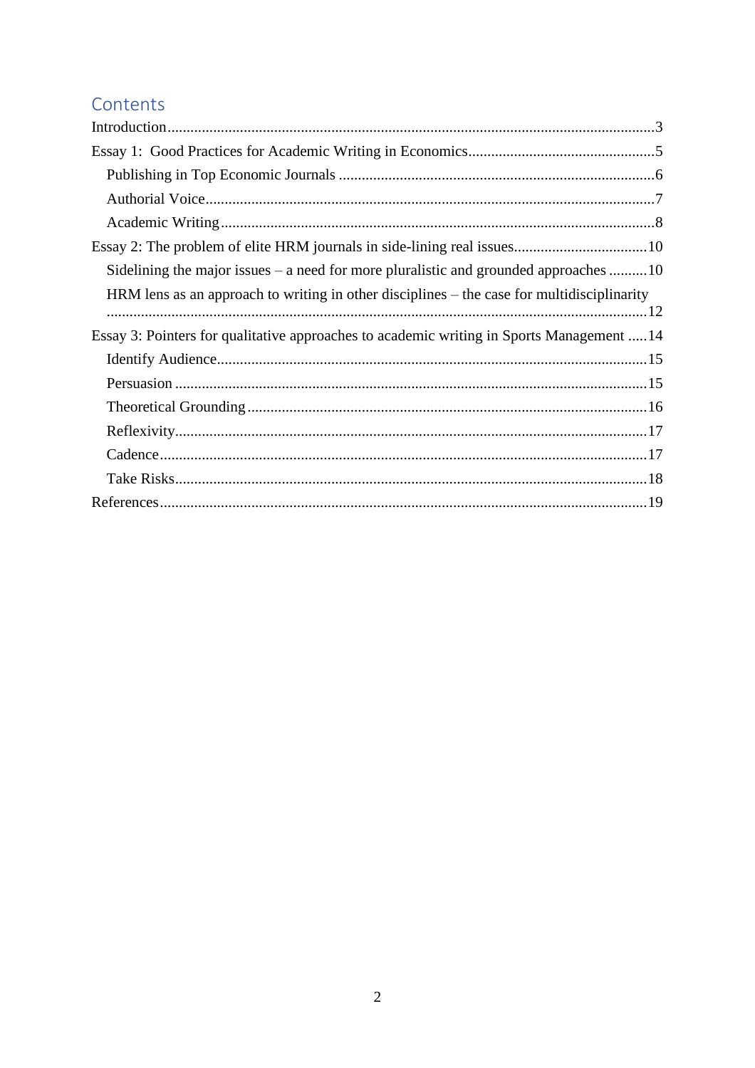# Contents

Introduction .......... 3

Essay 1: Good Practices for Academic Writing in Economics .......... 5

- Publishing in Top Economic Journals .......... 6
- Authorial Voice .......... 7
- Academic Writing .......... 8

Essay 2: The problem of elite HRM journals in side-lining real issues .......... 10

- Sidelining the major issues – a need for more pluralistic and grounded approaches .......... 10
- HRM lens as an approach to writing in other disciplines – the case for multidisciplinarity .......... 12

Essay 3: Pointers for qualitative approaches to academic writing in Sports Management .......... 14

- Identify Audience .......... 15
- Persuasion .......... 15
- Theoretical Grounding .......... 16
- Reflexivity .......... 17
- Cadence .......... 17
- Take Risks .......... 18

References .......... 19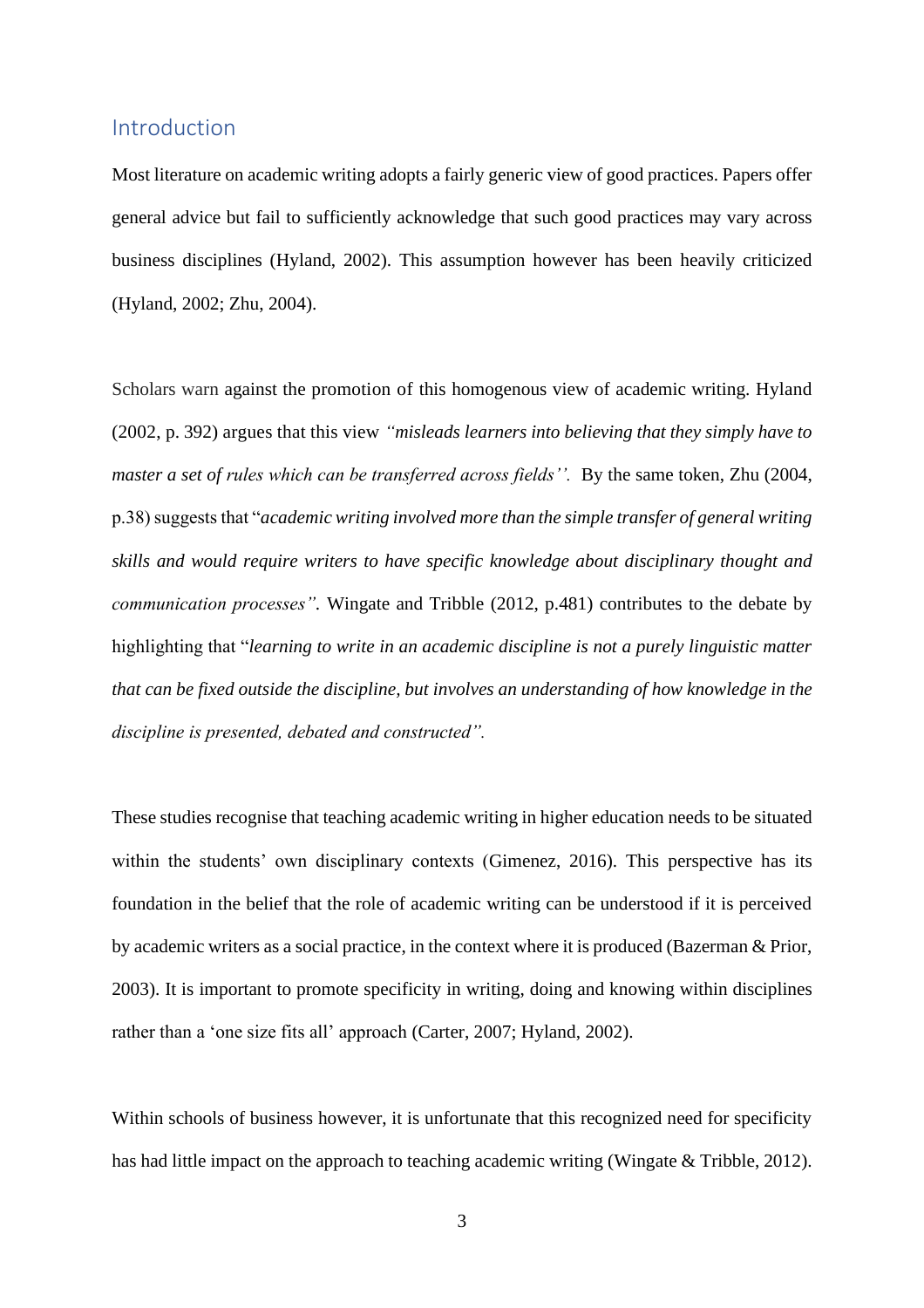## Introduction

Most literature on academic writing adopts a fairly generic view of good practices. Papers offer general advice but fail to sufficiently acknowledge that such good practices may vary across business disciplines (Hyland, 2002). This assumption however has been heavily criticized (Hyland, 2002; Zhu, 2004).

Scholars warn against the promotion of this homogenous view of academic writing. Hyland (2002, p. 392) argues that this view *''misleads learners into believing that they simply have to master a set of rules which can be transferred across fields''.* By the same token, Zhu (2004, p.38) suggests that "*academic writing involved more than the simple transfer of general writing skills and would require writers to have specific knowledge about disciplinary thought and communication processes"*. Wingate and Tribble (2012, p.481) contributes to the debate by highlighting that "*learning to write in an academic discipline is not a purely linguistic matter that can be fixed outside the discipline, but involves an understanding of how knowledge in the discipline is presented, debated and constructed".*

These studies recognise that teaching academic writing in higher education needs to be situated within the students' own disciplinary contexts (Gimenez, 2016). This perspective has its foundation in the belief that the role of academic writing can be understood if it is perceived by academic writers as a social practice, in the context where it is produced (Bazerman & Prior, 2003). It is important to promote specificity in writing, doing and knowing within disciplines rather than a 'one size fits all' approach (Carter, 2007; Hyland, 2002).

Within schools of business however, it is unfortunate that this recognized need for specificity has had little impact on the approach to teaching academic writing (Wingate & Tribble, 2012).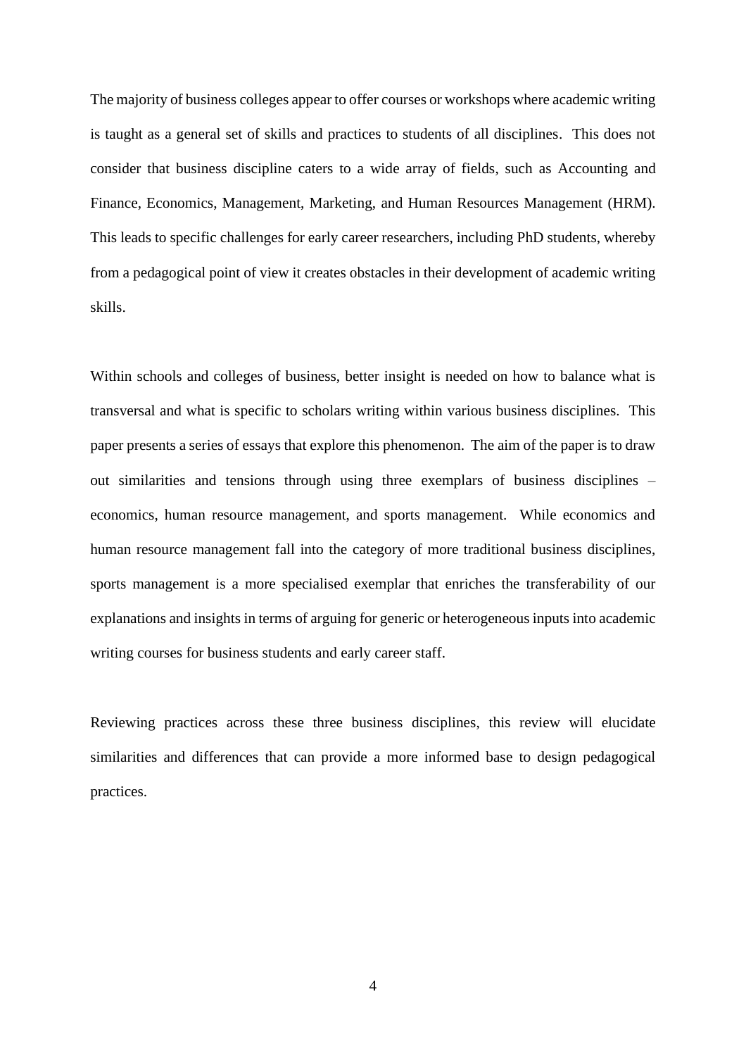The majority of business colleges appear to offer courses or workshops where academic writing is taught as a general set of skills and practices to students of all disciplines. This does not consider that business discipline caters to a wide array of fields, such as Accounting and Finance, Economics, Management, Marketing, and Human Resources Management (HRM). This leads to specific challenges for early career researchers, including PhD students, whereby from a pedagogical point of view it creates obstacles in their development of academic writing skills.

Within schools and colleges of business, better insight is needed on how to balance what is transversal and what is specific to scholars writing within various business disciplines. This paper presents a series of essays that explore this phenomenon. The aim of the paper is to draw out similarities and tensions through using three exemplars of business disciplines – economics, human resource management, and sports management. While economics and human resource management fall into the category of more traditional business disciplines, sports management is a more specialised exemplar that enriches the transferability of our explanations and insights in terms of arguing for generic or heterogeneous inputs into academic writing courses for business students and early career staff.

Reviewing practices across these three business disciplines, this review will elucidate similarities and differences that can provide a more informed base to design pedagogical practices.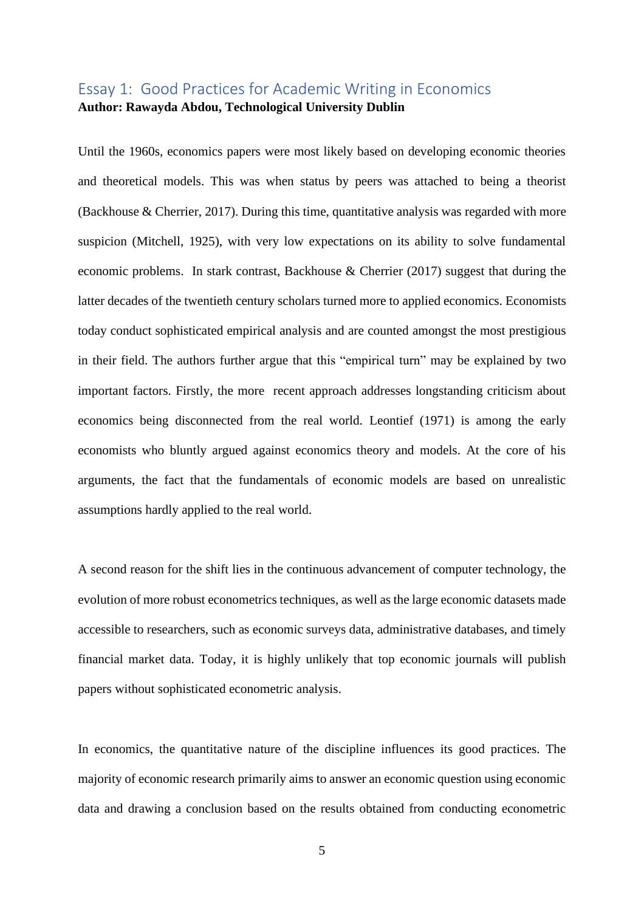## Essay 1: Good Practices for Academic Writing in Economics

**Author: Rawayda Abdou, Technological University Dublin**

Until the 1960s, economics papers were most likely based on developing economic theories and theoretical models. This was when status by peers was attached to being a theorist (Backhouse & Cherrier, 2017). During this time, quantitative analysis was regarded with more suspicion (Mitchell, 1925), with very low expectations on its ability to solve fundamental economic problems. In stark contrast, Backhouse & Cherrier (2017) suggest that during the latter decades of the twentieth century scholars turned more to applied economics. Economists today conduct sophisticated empirical analysis and are counted amongst the most prestigious in their field. The authors further argue that this "empirical turn" may be explained by two important factors. Firstly, the more recent approach addresses longstanding criticism about economics being disconnected from the real world. Leontief (1971) is among the early economists who bluntly argued against economics theory and models. At the core of his arguments, the fact that the fundamentals of economic models are based on unrealistic assumptions hardly applied to the real world.

A second reason for the shift lies in the continuous advancement of computer technology, the evolution of more robust econometrics techniques, as well as the large economic datasets made accessible to researchers, such as economic surveys data, administrative databases, and timely financial market data. Today, it is highly unlikely that top economic journals will publish papers without sophisticated econometric analysis.

In economics, the quantitative nature of the discipline influences its good practices. The majority of economic research primarily aims to answer an economic question using economic data and drawing a conclusion based on the results obtained from conducting econometric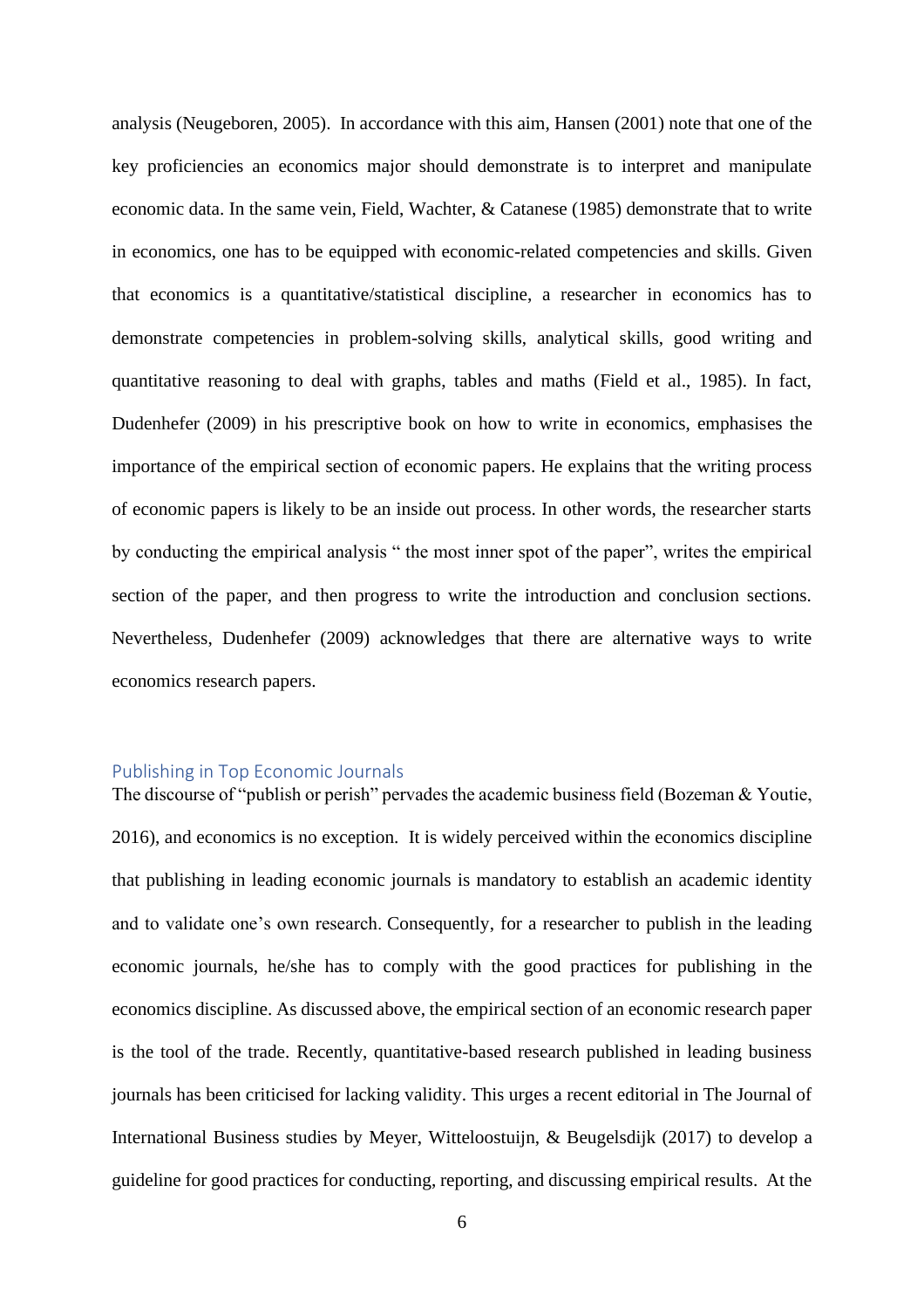analysis (Neugeboren, 2005). In accordance with this aim, Hansen (2001) note that one of the key proficiencies an economics major should demonstrate is to interpret and manipulate economic data. In the same vein, Field, Wachter, & Catanese (1985) demonstrate that to write in economics, one has to be equipped with economic-related competencies and skills. Given that economics is a quantitative/statistical discipline, a researcher in economics has to demonstrate competencies in problem-solving skills, analytical skills, good writing and quantitative reasoning to deal with graphs, tables and maths (Field et al., 1985). In fact, Dudenhefer (2009) in his prescriptive book on how to write in economics, emphasises the importance of the empirical section of economic papers. He explains that the writing process of economic papers is likely to be an inside out process. In other words, the researcher starts by conducting the empirical analysis " the most inner spot of the paper", writes the empirical section of the paper, and then progress to write the introduction and conclusion sections. Nevertheless, Dudenhefer (2009) acknowledges that there are alternative ways to write economics research papers.

## Publishing in Top Economic Journals

The discourse of "publish or perish" pervades the academic business field (Bozeman & Youtie, 2016), and economics is no exception. It is widely perceived within the economics discipline that publishing in leading economic journals is mandatory to establish an academic identity and to validate one's own research. Consequently, for a researcher to publish in the leading economic journals, he/she has to comply with the good practices for publishing in the economics discipline. As discussed above, the empirical section of an economic research paper is the tool of the trade. Recently, quantitative-based research published in leading business journals has been criticised for lacking validity. This urges a recent editorial in The Journal of International Business studies by Meyer, Witteloostuijn, & Beugelsdijk (2017) to develop a guideline for good practices for conducting, reporting, and discussing empirical results. At the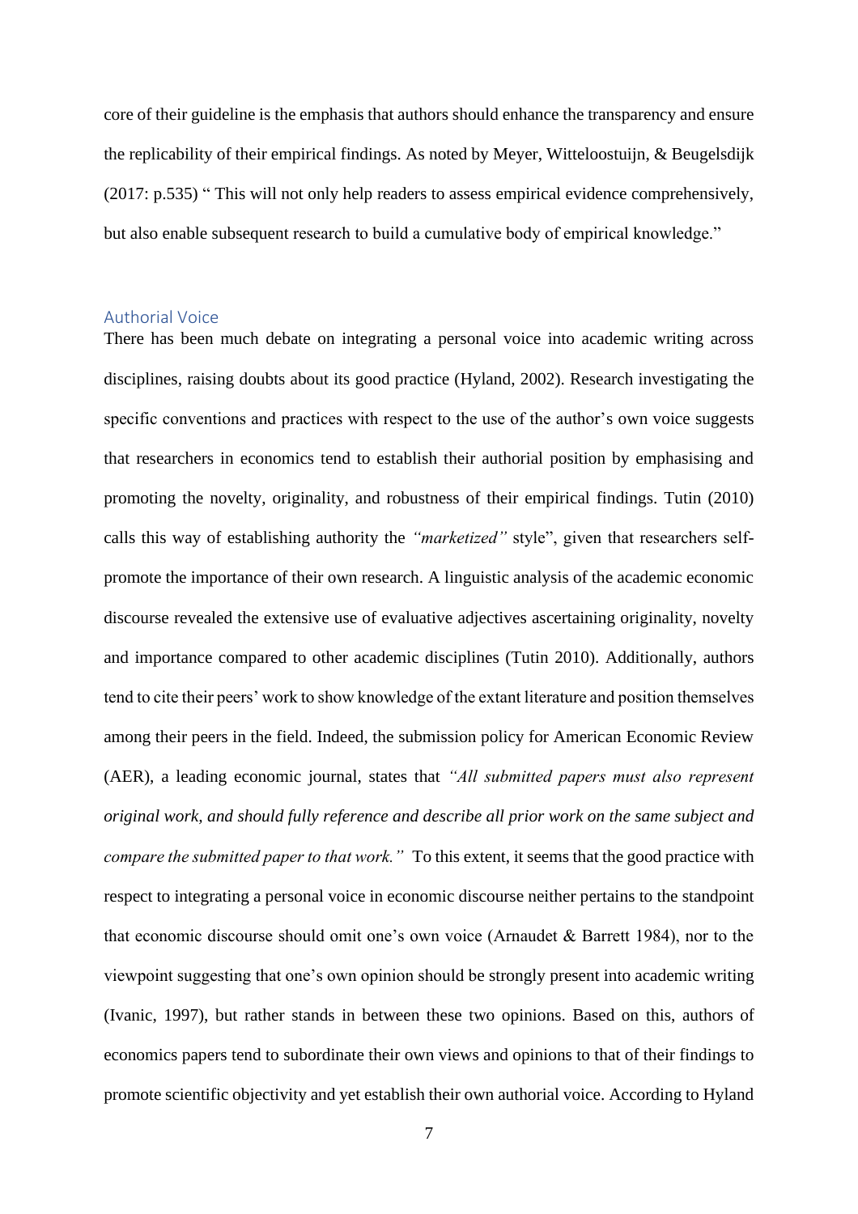core of their guideline is the emphasis that authors should enhance the transparency and ensure the replicability of their empirical findings. As noted by Meyer, Witteloostuijn, & Beugelsdijk (2017: p.535) " This will not only help readers to assess empirical evidence comprehensively, but also enable subsequent research to build a cumulative body of empirical knowledge."

## Authorial Voice

There has been much debate on integrating a personal voice into academic writing across disciplines, raising doubts about its good practice (Hyland, 2002). Research investigating the specific conventions and practices with respect to the use of the author's own voice suggests that researchers in economics tend to establish their authorial position by emphasising and promoting the novelty, originality, and robustness of their empirical findings. Tutin (2010) calls this way of establishing authority the *"marketized"* style", given that researchers self-promote the importance of their own research. A linguistic analysis of the academic economic discourse revealed the extensive use of evaluative adjectives ascertaining originality, novelty and importance compared to other academic disciplines (Tutin 2010). Additionally, authors tend to cite their peers' work to show knowledge of the extant literature and position themselves among their peers in the field. Indeed, the submission policy for American Economic Review (AER), a leading economic journal, states that *"All submitted papers must also represent original work, and should fully reference and describe all prior work on the same subject and compare the submitted paper to that work."* To this extent, it seems that the good practice with respect to integrating a personal voice in economic discourse neither pertains to the standpoint that economic discourse should omit one's own voice (Arnaudet & Barrett 1984), nor to the viewpoint suggesting that one's own opinion should be strongly present into academic writing (Ivanic, 1997), but rather stands in between these two opinions. Based on this, authors of economics papers tend to subordinate their own views and opinions to that of their findings to promote scientific objectivity and yet establish their own authorial voice. According to Hyland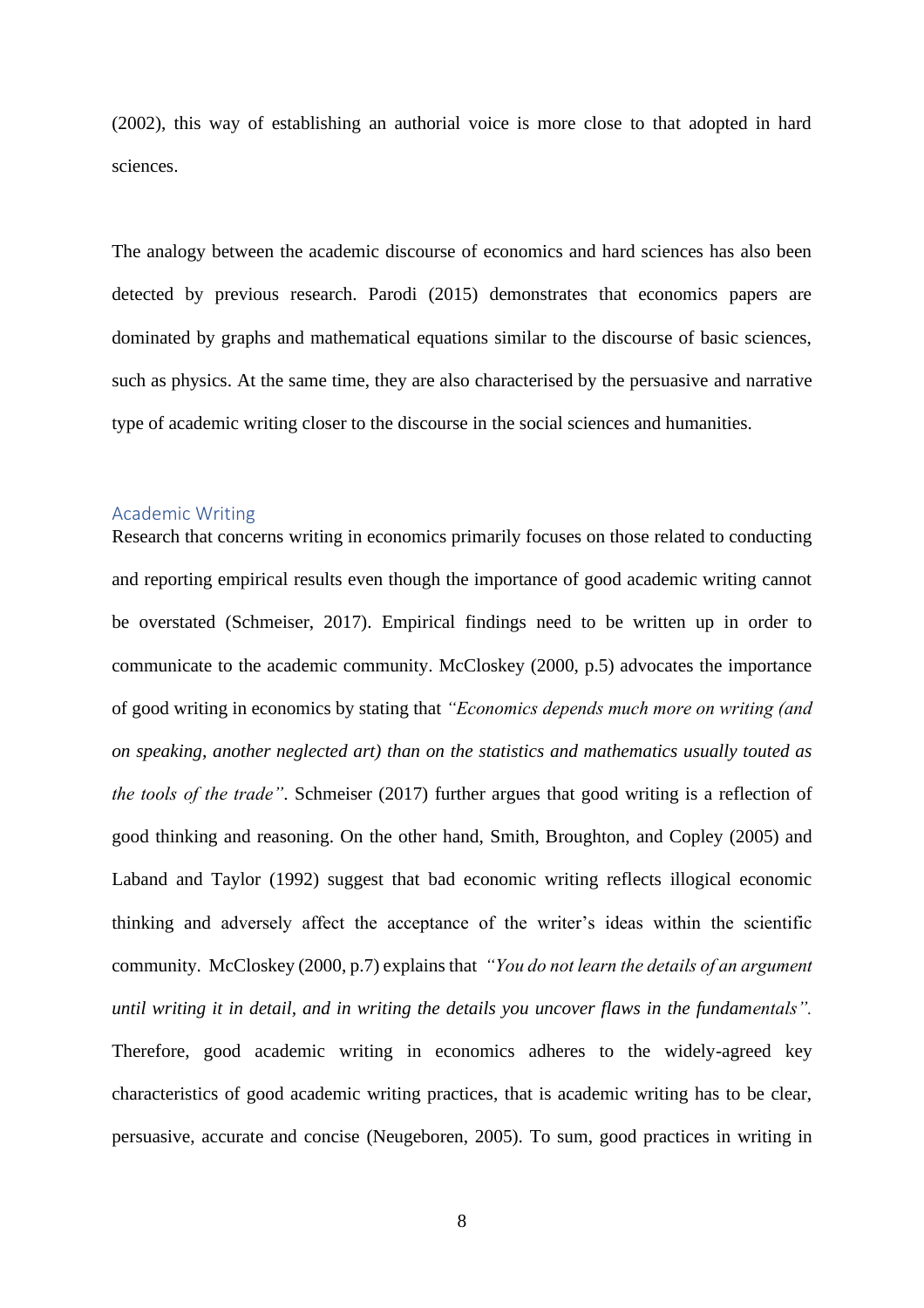(2002), this way of establishing an authorial voice is more close to that adopted in hard sciences.

The analogy between the academic discourse of economics and hard sciences has also been detected by previous research. Parodi (2015) demonstrates that economics papers are dominated by graphs and mathematical equations similar to the discourse of basic sciences, such as physics. At the same time, they are also characterised by the persuasive and narrative type of academic writing closer to the discourse in the social sciences and humanities.

## Academic Writing

Research that concerns writing in economics primarily focuses on those related to conducting and reporting empirical results even though the importance of good academic writing cannot be overstated (Schmeiser, 2017). Empirical findings need to be written up in order to communicate to the academic community. McCloskey (2000, p.5) advocates the importance of good writing in economics by stating that *"Economics depends much more on writing (and on speaking, another neglected art) than on the statistics and mathematics usually touted as the tools of the trade"*. Schmeiser (2017) further argues that good writing is a reflection of good thinking and reasoning. On the other hand, Smith, Broughton, and Copley (2005) and Laband and Taylor (1992) suggest that bad economic writing reflects illogical economic thinking and adversely affect the acceptance of the writer's ideas within the scientific community. McCloskey (2000, p.7) explains that *"You do not learn the details of an argument until writing it in detail, and in writing the details you uncover flaws in the fundamentals"*. Therefore, good academic writing in economics adheres to the widely-agreed key characteristics of good academic writing practices, that is academic writing has to be clear, persuasive, accurate and concise (Neugeboren, 2005). To sum, good practices in writing in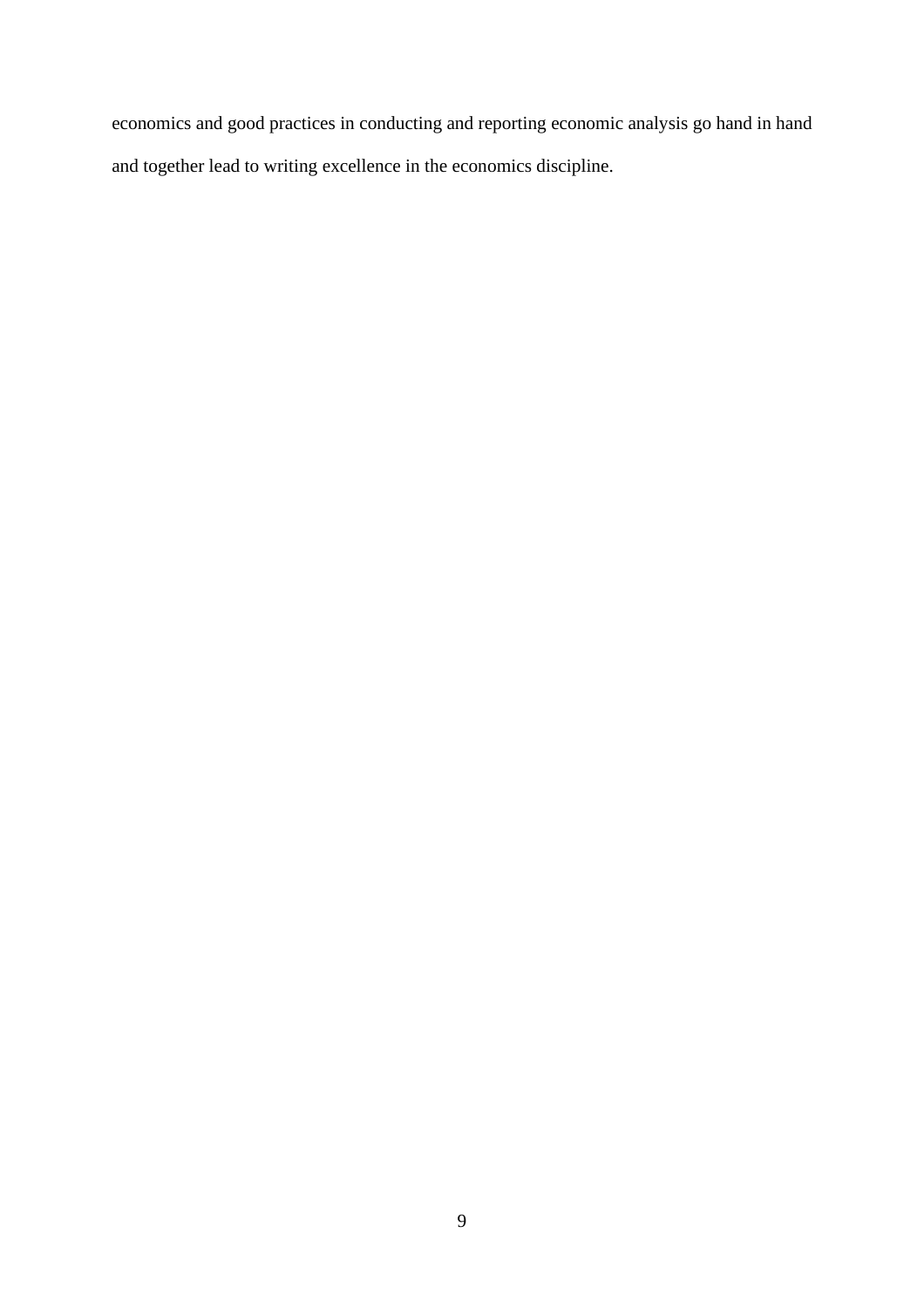economics and good practices in conducting and reporting economic analysis go hand in hand and together lead to writing excellence in the economics discipline.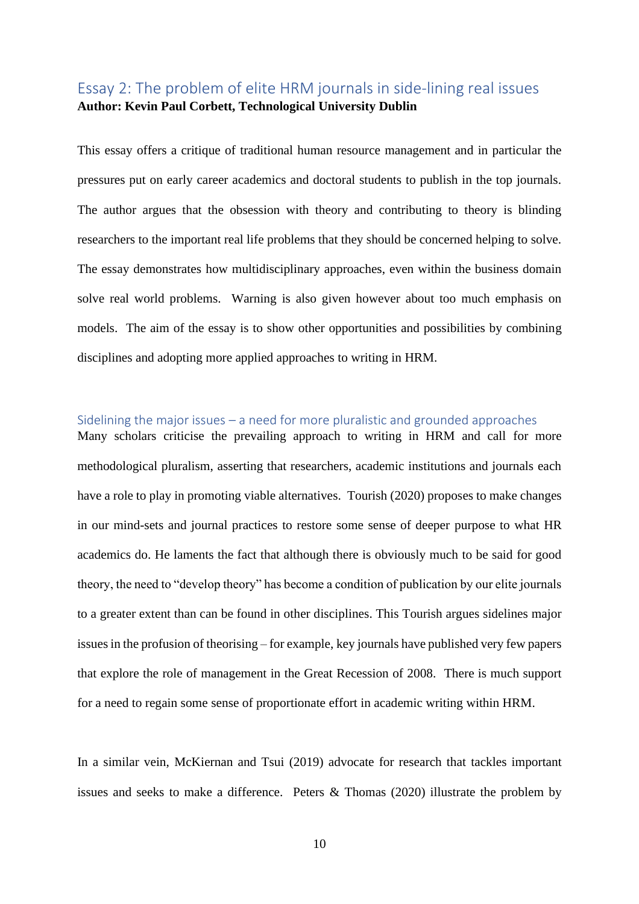## Essay 2: The problem of elite HRM journals in side-lining real issues

**Author: Kevin Paul Corbett, Technological University Dublin**

This essay offers a critique of traditional human resource management and in particular the pressures put on early career academics and doctoral students to publish in the top journals. The author argues that the obsession with theory and contributing to theory is blinding researchers to the important real life problems that they should be concerned helping to solve. The essay demonstrates how multidisciplinary approaches, even within the business domain solve real world problems. Warning is also given however about too much emphasis on models. The aim of the essay is to show other opportunities and possibilities by combining disciplines and adopting more applied approaches to writing in HRM.

### Sidelining the major issues – a need for more pluralistic and grounded approaches

Many scholars criticise the prevailing approach to writing in HRM and call for more methodological pluralism, asserting that researchers, academic institutions and journals each have a role to play in promoting viable alternatives. Tourish (2020) proposes to make changes in our mind-sets and journal practices to restore some sense of deeper purpose to what HR academics do. He laments the fact that although there is obviously much to be said for good theory, the need to "develop theory" has become a condition of publication by our elite journals to a greater extent than can be found in other disciplines. This Tourish argues sidelines major issues in the profusion of theorising – for example, key journals have published very few papers that explore the role of management in the Great Recession of 2008. There is much support for a need to regain some sense of proportionate effort in academic writing within HRM.

In a similar vein, McKiernan and Tsui (2019) advocate for research that tackles important issues and seeks to make a difference. Peters & Thomas (2020) illustrate the problem by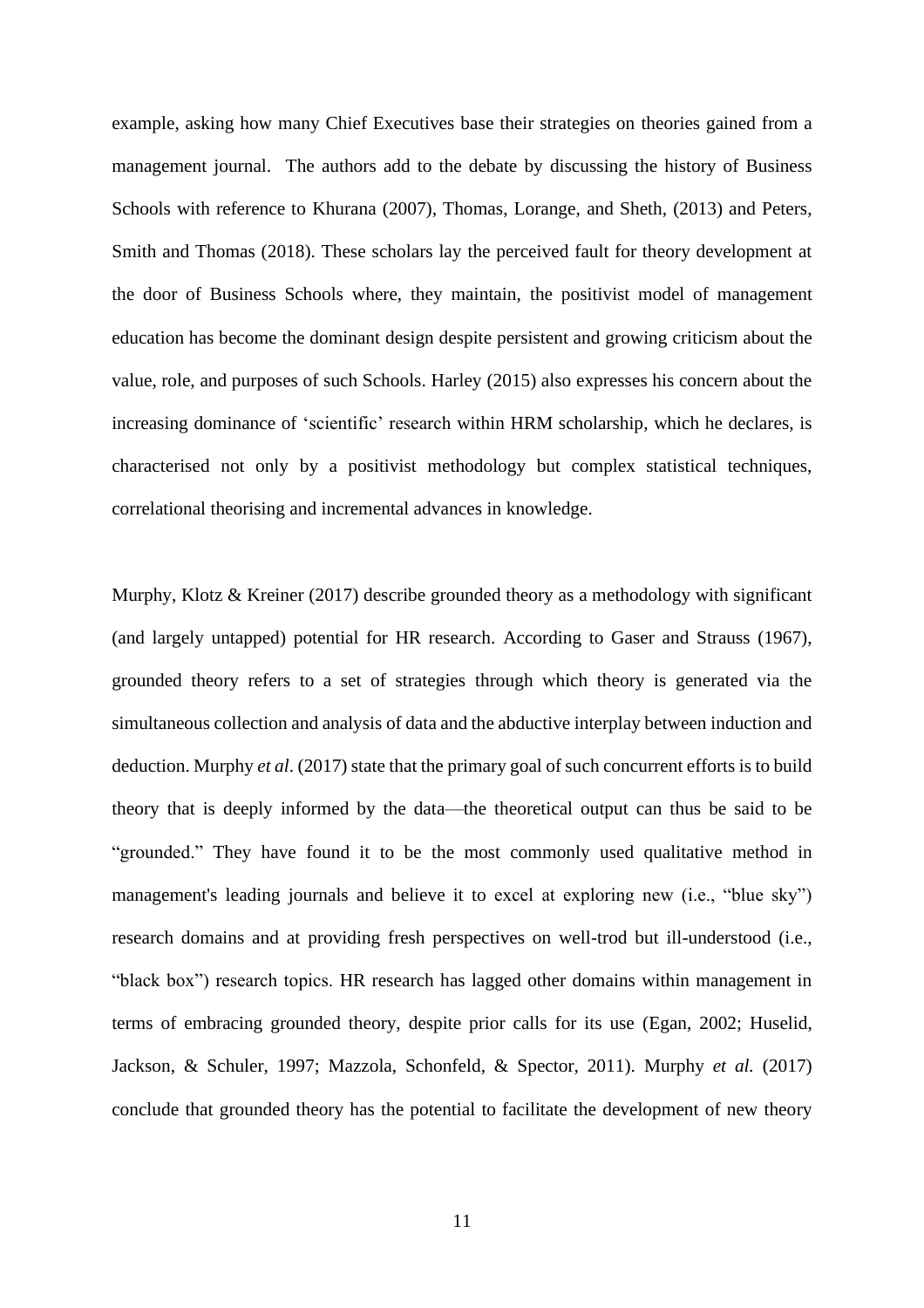example, asking how many Chief Executives base their strategies on theories gained from a management journal. The authors add to the debate by discussing the history of Business Schools with reference to Khurana (2007), Thomas, Lorange, and Sheth, (2013) and Peters, Smith and Thomas (2018). These scholars lay the perceived fault for theory development at the door of Business Schools where, they maintain, the positivist model of management education has become the dominant design despite persistent and growing criticism about the value, role, and purposes of such Schools. Harley (2015) also expresses his concern about the increasing dominance of 'scientific' research within HRM scholarship, which he declares, is characterised not only by a positivist methodology but complex statistical techniques, correlational theorising and incremental advances in knowledge.

Murphy, Klotz & Kreiner (2017) describe grounded theory as a methodology with significant (and largely untapped) potential for HR research. According to Gaser and Strauss (1967), grounded theory refers to a set of strategies through which theory is generated via the simultaneous collection and analysis of data and the abductive interplay between induction and deduction. Murphy *et al*. (2017) state that the primary goal of such concurrent efforts is to build theory that is deeply informed by the data—the theoretical output can thus be said to be "grounded." They have found it to be the most commonly used qualitative method in management's leading journals and believe it to excel at exploring new (i.e., "blue sky") research domains and at providing fresh perspectives on well-trod but ill-understood (i.e., "black box") research topics. HR research has lagged other domains within management in terms of embracing grounded theory, despite prior calls for its use (Egan, 2002; Huselid, Jackson, & Schuler, 1997; Mazzola, Schonfeld, & Spector, 2011). Murphy *et al.* (2017) conclude that grounded theory has the potential to facilitate the development of new theory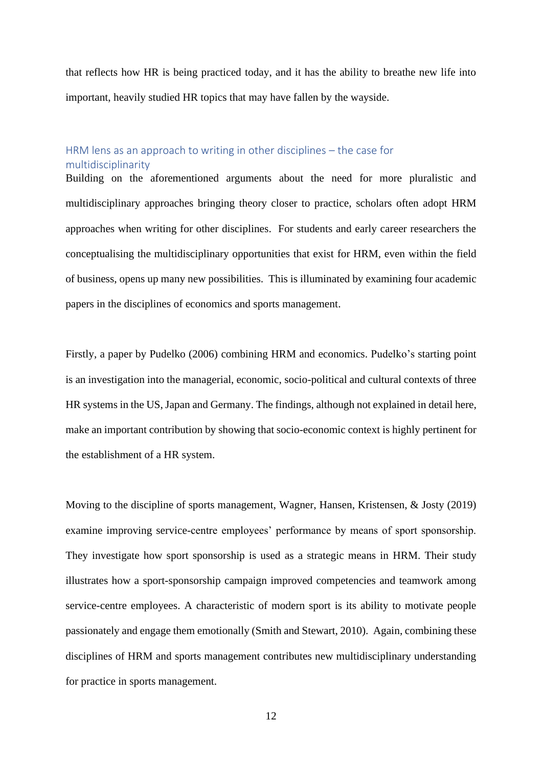that reflects how HR is being practiced today, and it has the ability to breathe new life into important, heavily studied HR topics that may have fallen by the wayside.

## HRM lens as an approach to writing in other disciplines – the case for multidisciplinarity

Building on the aforementioned arguments about the need for more pluralistic and multidisciplinary approaches bringing theory closer to practice, scholars often adopt HRM approaches when writing for other disciplines. For students and early career researchers the conceptualising the multidisciplinary opportunities that exist for HRM, even within the field of business, opens up many new possibilities. This is illuminated by examining four academic papers in the disciplines of economics and sports management.

Firstly, a paper by Pudelko (2006) combining HRM and economics. Pudelko's starting point is an investigation into the managerial, economic, socio-political and cultural contexts of three HR systems in the US, Japan and Germany. The findings, although not explained in detail here, make an important contribution by showing that socio-economic context is highly pertinent for the establishment of a HR system.

Moving to the discipline of sports management, Wagner, Hansen, Kristensen, & Josty (2019) examine improving service-centre employees' performance by means of sport sponsorship. They investigate how sport sponsorship is used as a strategic means in HRM. Their study illustrates how a sport-sponsorship campaign improved competencies and teamwork among service-centre employees. A characteristic of modern sport is its ability to motivate people passionately and engage them emotionally (Smith and Stewart, 2010). Again, combining these disciplines of HRM and sports management contributes new multidisciplinary understanding for practice in sports management.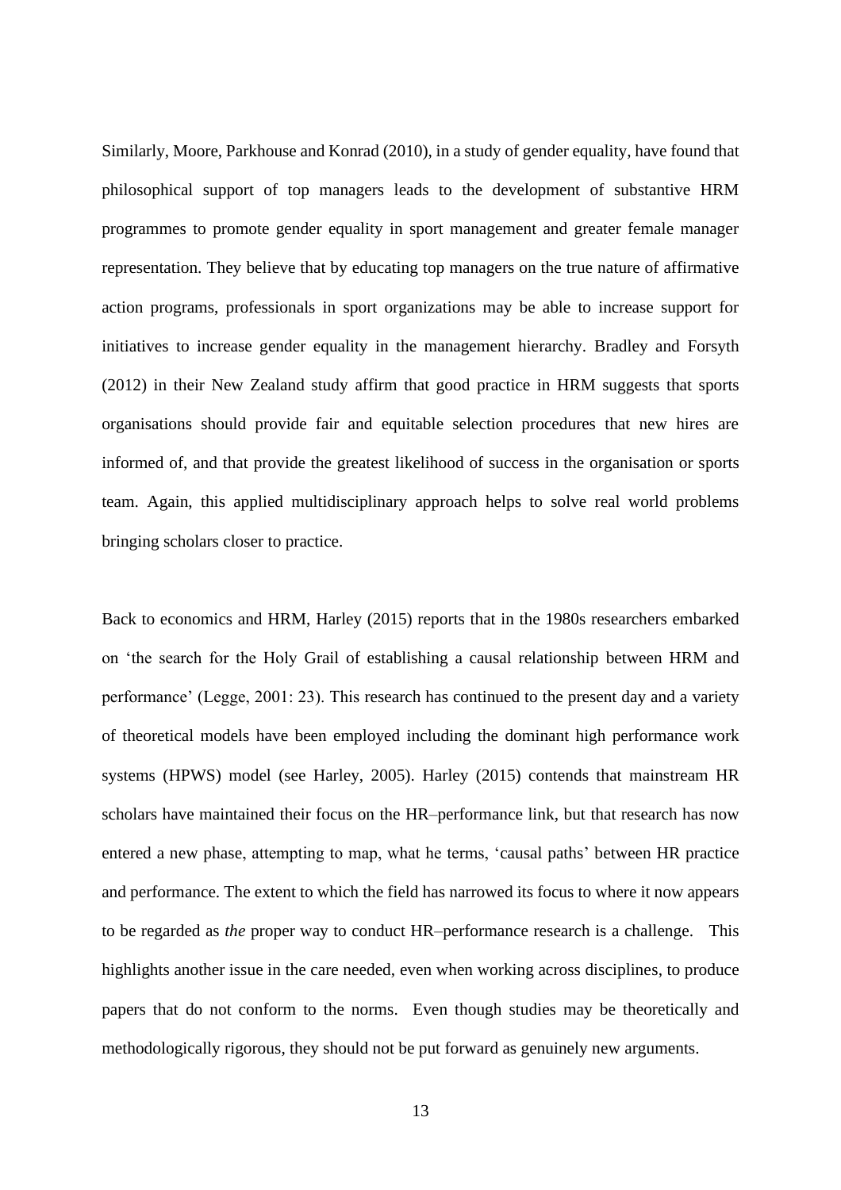Similarly, Moore, Parkhouse and Konrad (2010), in a study of gender equality, have found that philosophical support of top managers leads to the development of substantive HRM programmes to promote gender equality in sport management and greater female manager representation. They believe that by educating top managers on the true nature of affirmative action programs, professionals in sport organizations may be able to increase support for initiatives to increase gender equality in the management hierarchy. Bradley and Forsyth (2012) in their New Zealand study affirm that good practice in HRM suggests that sports organisations should provide fair and equitable selection procedures that new hires are informed of, and that provide the greatest likelihood of success in the organisation or sports team. Again, this applied multidisciplinary approach helps to solve real world problems bringing scholars closer to practice.

Back to economics and HRM, Harley (2015) reports that in the 1980s researchers embarked on 'the search for the Holy Grail of establishing a causal relationship between HRM and performance' (Legge, 2001: 23). This research has continued to the present day and a variety of theoretical models have been employed including the dominant high performance work systems (HPWS) model (see Harley, 2005). Harley (2015) contends that mainstream HR scholars have maintained their focus on the HR–performance link, but that research has now entered a new phase, attempting to map, what he terms, 'causal paths' between HR practice and performance. The extent to which the field has narrowed its focus to where it now appears to be regarded as *the* proper way to conduct HR–performance research is a challenge. This highlights another issue in the care needed, even when working across disciplines, to produce papers that do not conform to the norms. Even though studies may be theoretically and methodologically rigorous, they should not be put forward as genuinely new arguments.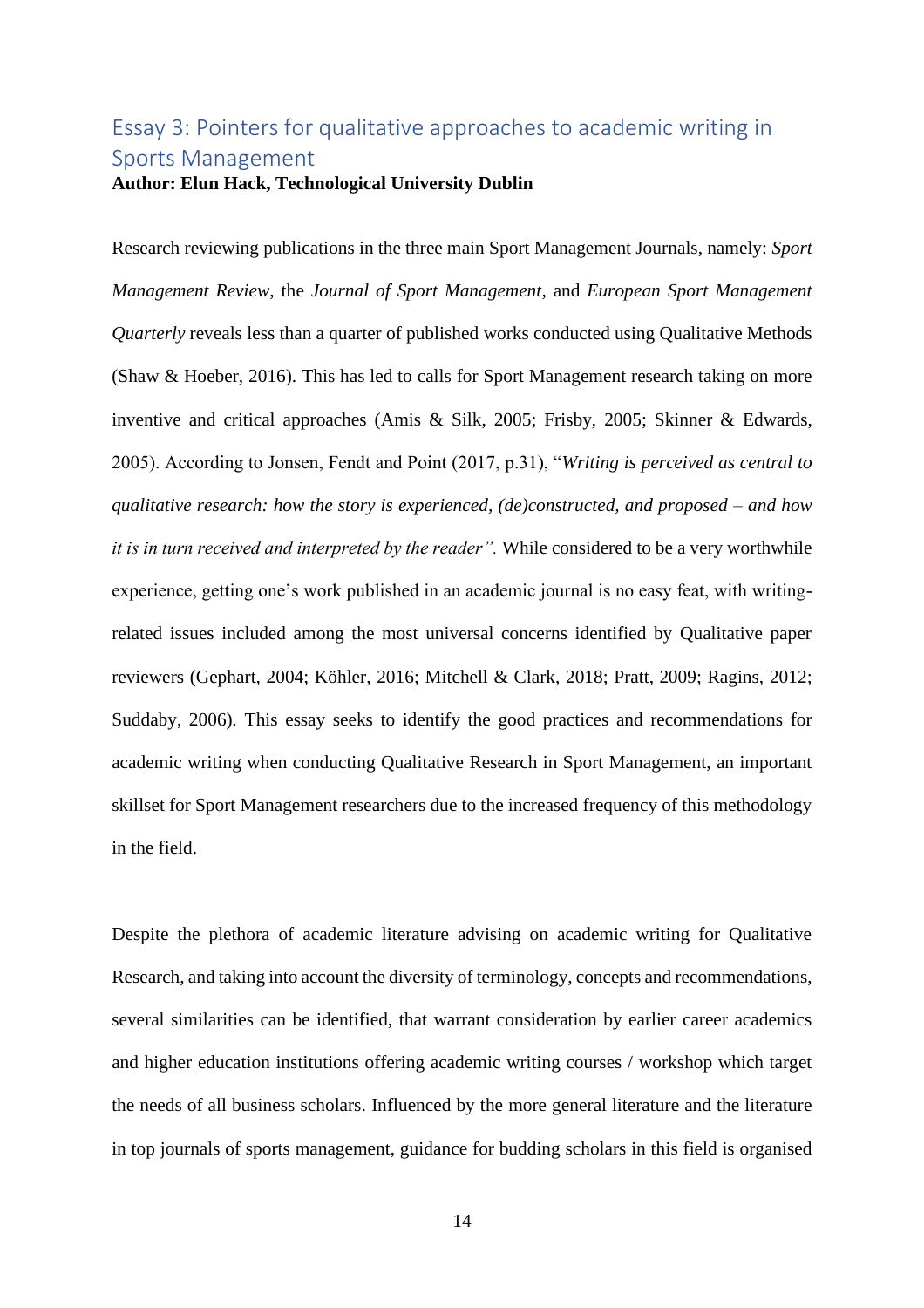## Essay 3: Pointers for qualitative approaches to academic writing in Sports Management

**Author: Elun Hack, Technological University Dublin**

Research reviewing publications in the three main Sport Management Journals, namely: *Sport Management Review*, the *Journal of Sport Management*, and *European Sport Management Quarterly* reveals less than a quarter of published works conducted using Qualitative Methods (Shaw & Hoeber, 2016). This has led to calls for Sport Management research taking on more inventive and critical approaches (Amis & Silk, 2005; Frisby, 2005; Skinner & Edwards, 2005). According to Jonsen, Fendt and Point (2017, p.31), "*Writing is perceived as central to qualitative research: how the story is experienced, (de)constructed, and proposed – and how it is in turn received and interpreted by the reader".* While considered to be a very worthwhile experience, getting one's work published in an academic journal is no easy feat, with writing-related issues included among the most universal concerns identified by Qualitative paper reviewers (Gephart, 2004; Köhler, 2016; Mitchell & Clark, 2018; Pratt, 2009; Ragins, 2012; Suddaby, 2006). This essay seeks to identify the good practices and recommendations for academic writing when conducting Qualitative Research in Sport Management, an important skillset for Sport Management researchers due to the increased frequency of this methodology in the field.

Despite the plethora of academic literature advising on academic writing for Qualitative Research, and taking into account the diversity of terminology, concepts and recommendations, several similarities can be identified, that warrant consideration by earlier career academics and higher education institutions offering academic writing courses / workshop which target the needs of all business scholars. Influenced by the more general literature and the literature in top journals of sports management, guidance for budding scholars in this field is organised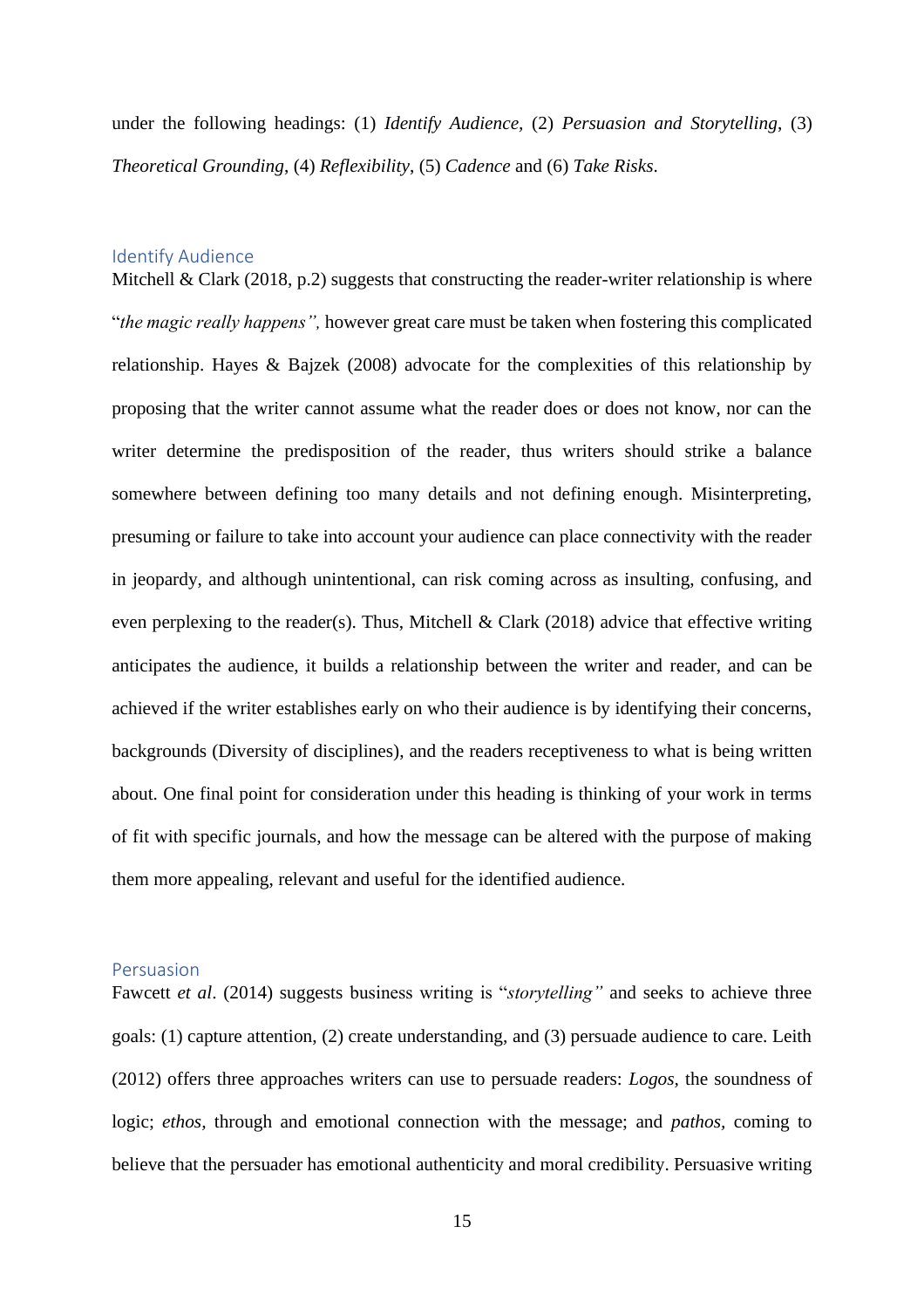under the following headings: (1) *Identify Audience*, (2) *Persuasion and Storytelling*, (3) *Theoretical Grounding*, (4) *Reflexibility*, (5) *Cadence* and (6) *Take Risks*.

### Identify Audience

Mitchell & Clark (2018, p.2) suggests that constructing the reader-writer relationship is where "*the magic really happens",* however great care must be taken when fostering this complicated relationship. Hayes & Bajzek (2008) advocate for the complexities of this relationship by proposing that the writer cannot assume what the reader does or does not know, nor can the writer determine the predisposition of the reader, thus writers should strike a balance somewhere between defining too many details and not defining enough. Misinterpreting, presuming or failure to take into account your audience can place connectivity with the reader in jeopardy, and although unintentional, can risk coming across as insulting, confusing, and even perplexing to the reader(s). Thus, Mitchell & Clark (2018) advice that effective writing anticipates the audience, it builds a relationship between the writer and reader, and can be achieved if the writer establishes early on who their audience is by identifying their concerns, backgrounds (Diversity of disciplines), and the readers receptiveness to what is being written about. One final point for consideration under this heading is thinking of your work in terms of fit with specific journals, and how the message can be altered with the purpose of making them more appealing, relevant and useful for the identified audience.

### Persuasion

Fawcett *et al*. (2014) suggests business writing is "*storytelling"* and seeks to achieve three goals: (1) capture attention, (2) create understanding, and (3) persuade audience to care. Leith (2012) offers three approaches writers can use to persuade readers: *Logos*, the soundness of logic; *ethos*, through and emotional connection with the message; and *pathos*, coming to believe that the persuader has emotional authenticity and moral credibility. Persuasive writing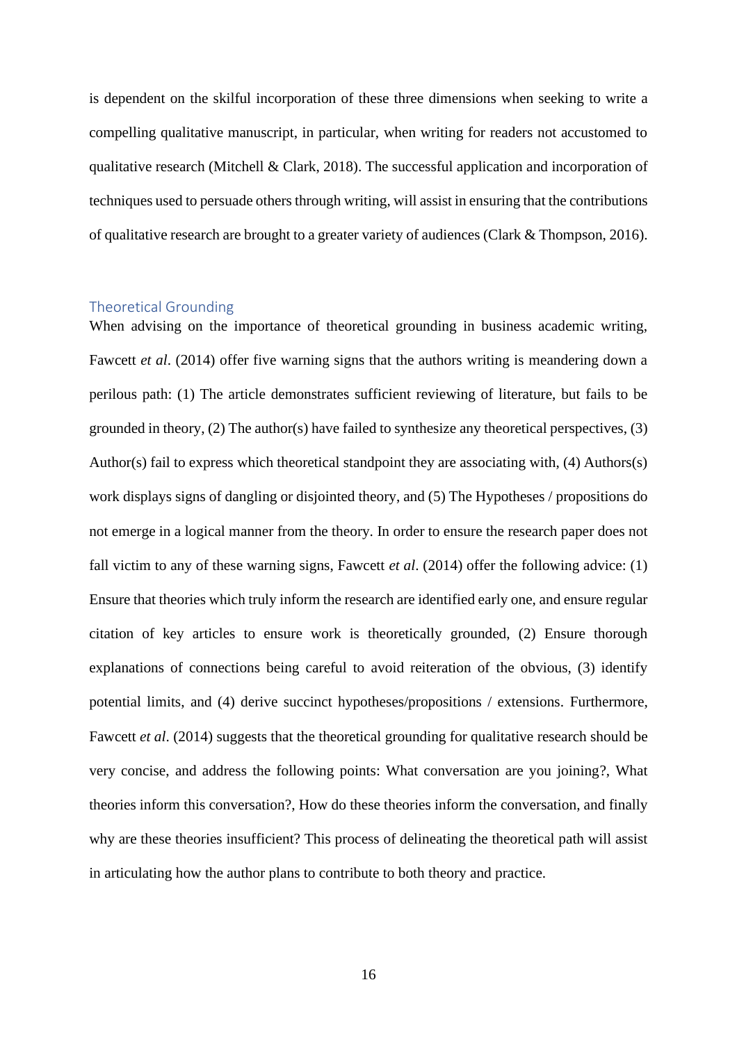is dependent on the skilful incorporation of these three dimensions when seeking to write a compelling qualitative manuscript, in particular, when writing for readers not accustomed to qualitative research (Mitchell & Clark, 2018). The successful application and incorporation of techniques used to persuade others through writing, will assist in ensuring that the contributions of qualitative research are brought to a greater variety of audiences (Clark & Thompson, 2016).

## Theoretical Grounding

When advising on the importance of theoretical grounding in business academic writing, Fawcett *et al*. (2014) offer five warning signs that the authors writing is meandering down a perilous path: (1) The article demonstrates sufficient reviewing of literature, but fails to be grounded in theory, (2) The author(s) have failed to synthesize any theoretical perspectives, (3) Author(s) fail to express which theoretical standpoint they are associating with, (4) Authors(s) work displays signs of dangling or disjointed theory, and (5) The Hypotheses / propositions do not emerge in a logical manner from the theory. In order to ensure the research paper does not fall victim to any of these warning signs, Fawcett *et al*. (2014) offer the following advice: (1) Ensure that theories which truly inform the research are identified early one, and ensure regular citation of key articles to ensure work is theoretically grounded, (2) Ensure thorough explanations of connections being careful to avoid reiteration of the obvious, (3) identify potential limits, and (4) derive succinct hypotheses/propositions / extensions. Furthermore, Fawcett *et al*. (2014) suggests that the theoretical grounding for qualitative research should be very concise, and address the following points: What conversation are you joining?, What theories inform this conversation?, How do these theories inform the conversation, and finally why are these theories insufficient? This process of delineating the theoretical path will assist in articulating how the author plans to contribute to both theory and practice.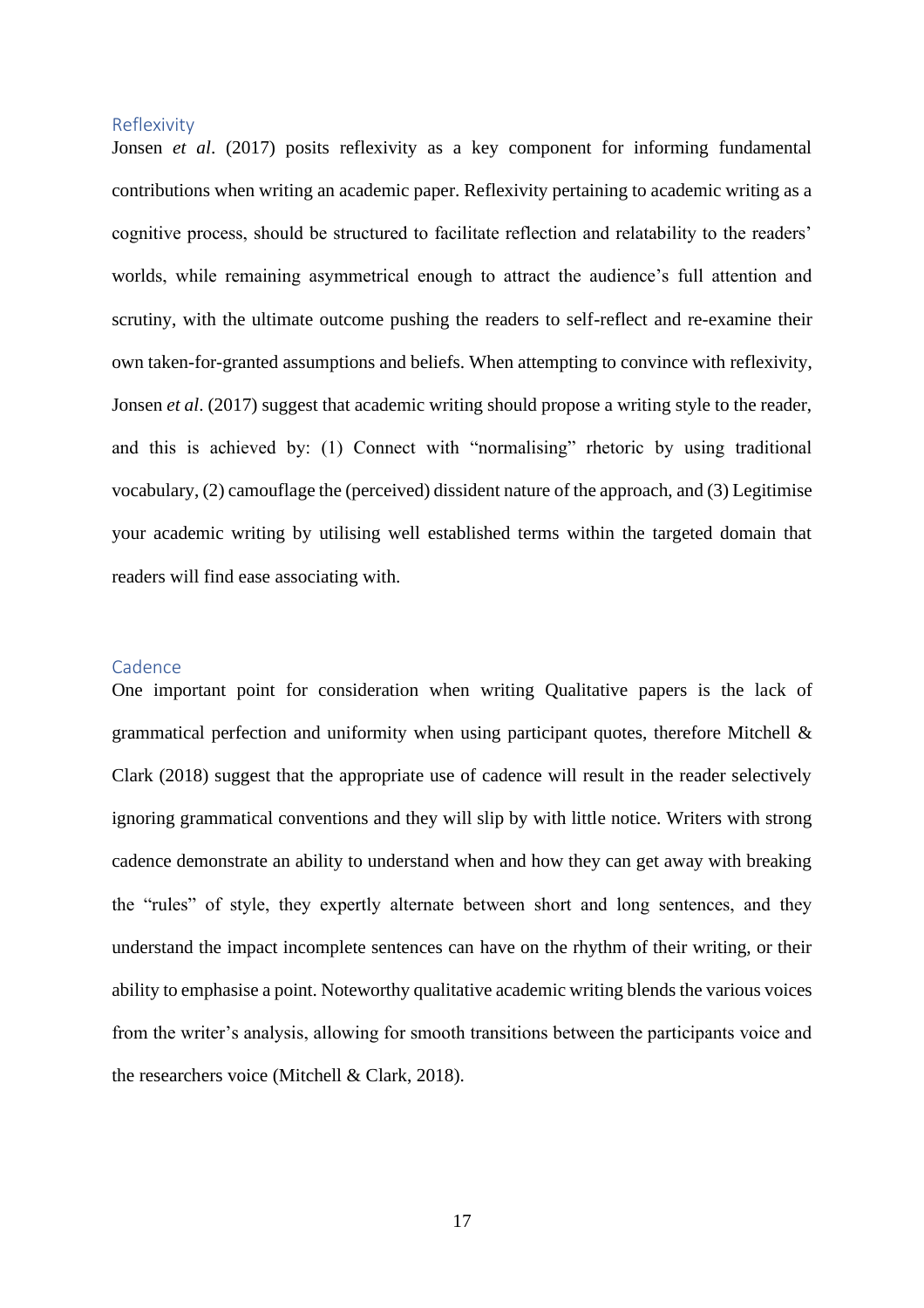## Reflexivity

Jonsen *et al*. (2017) posits reflexivity as a key component for informing fundamental contributions when writing an academic paper. Reflexivity pertaining to academic writing as a cognitive process, should be structured to facilitate reflection and relatability to the readers' worlds, while remaining asymmetrical enough to attract the audience's full attention and scrutiny, with the ultimate outcome pushing the readers to self-reflect and re-examine their own taken-for-granted assumptions and beliefs. When attempting to convince with reflexivity, Jonsen *et al*. (2017) suggest that academic writing should propose a writing style to the reader, and this is achieved by: (1) Connect with "normalising" rhetoric by using traditional vocabulary, (2) camouflage the (perceived) dissident nature of the approach, and (3) Legitimise your academic writing by utilising well established terms within the targeted domain that readers will find ease associating with.

## Cadence

One important point for consideration when writing Qualitative papers is the lack of grammatical perfection and uniformity when using participant quotes, therefore Mitchell & Clark (2018) suggest that the appropriate use of cadence will result in the reader selectively ignoring grammatical conventions and they will slip by with little notice. Writers with strong cadence demonstrate an ability to understand when and how they can get away with breaking the "rules" of style, they expertly alternate between short and long sentences, and they understand the impact incomplete sentences can have on the rhythm of their writing, or their ability to emphasise a point. Noteworthy qualitative academic writing blends the various voices from the writer's analysis, allowing for smooth transitions between the participants voice and the researchers voice (Mitchell & Clark, 2018).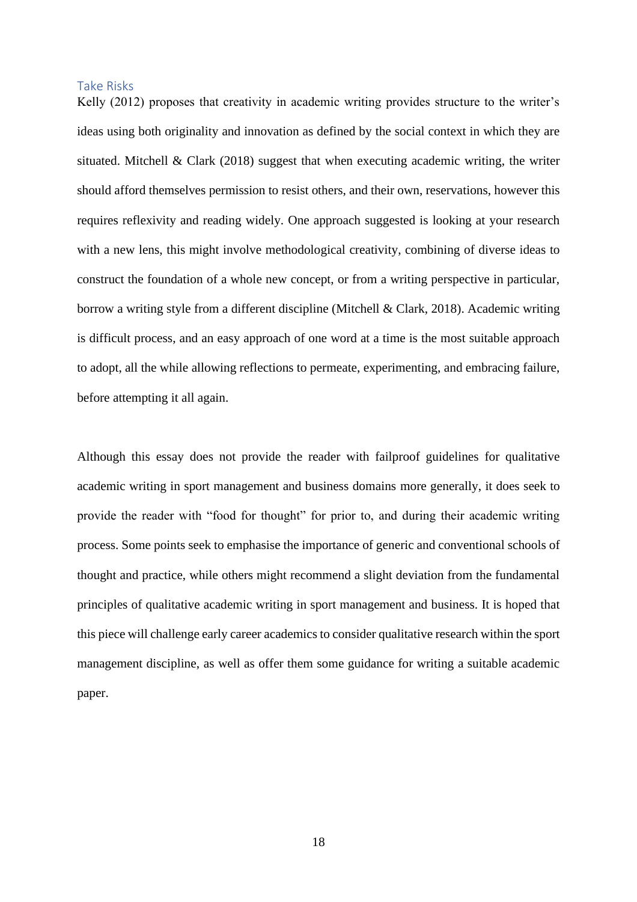## Take Risks

Kelly (2012) proposes that creativity in academic writing provides structure to the writer's ideas using both originality and innovation as defined by the social context in which they are situated. Mitchell & Clark (2018) suggest that when executing academic writing, the writer should afford themselves permission to resist others, and their own, reservations, however this requires reflexivity and reading widely. One approach suggested is looking at your research with a new lens, this might involve methodological creativity, combining of diverse ideas to construct the foundation of a whole new concept, or from a writing perspective in particular, borrow a writing style from a different discipline (Mitchell & Clark, 2018). Academic writing is difficult process, and an easy approach of one word at a time is the most suitable approach to adopt, all the while allowing reflections to permeate, experimenting, and embracing failure, before attempting it all again.

Although this essay does not provide the reader with failproof guidelines for qualitative academic writing in sport management and business domains more generally, it does seek to provide the reader with "food for thought" for prior to, and during their academic writing process. Some points seek to emphasise the importance of generic and conventional schools of thought and practice, while others might recommend a slight deviation from the fundamental principles of qualitative academic writing in sport management and business. It is hoped that this piece will challenge early career academics to consider qualitative research within the sport management discipline, as well as offer them some guidance for writing a suitable academic paper.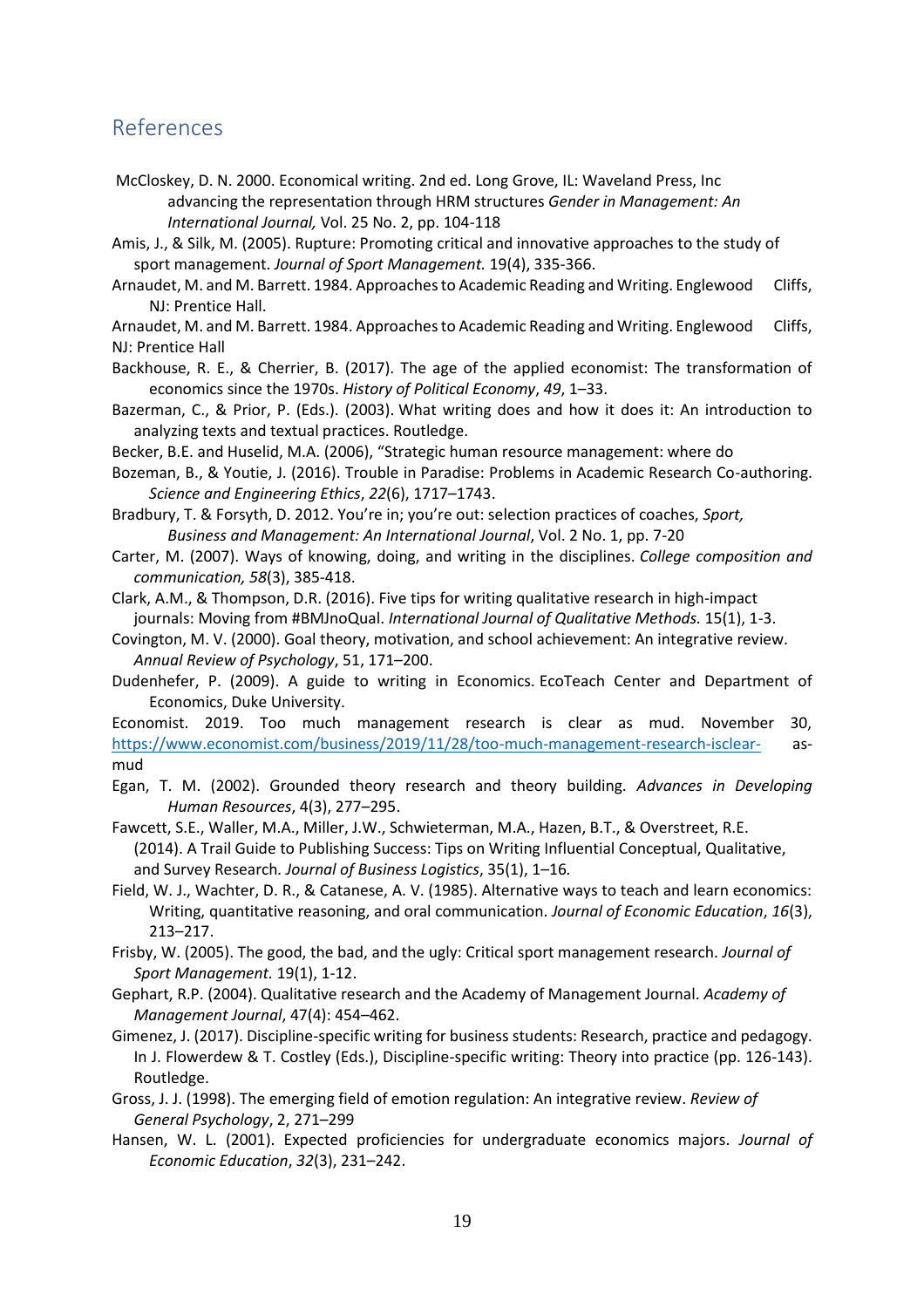## References

McCloskey, D. N. 2000. Economical writing. 2nd ed. Long Grove, IL: Waveland Press, Inc advancing the representation through HRM structures *Gender in Management: An International Journal,* Vol. 25 No. 2, pp. 104-118

Amis, J., & Silk, M. (2005). Rupture: Promoting critical and innovative approaches to the study of sport management. *Journal of Sport Management.* 19(4), 335-366.

Arnaudet, M. and M. Barrett. 1984. Approaches to Academic Reading and Writing. Englewood Cliffs, NJ: Prentice Hall.

Arnaudet, M. and M. Barrett. 1984. Approaches to Academic Reading and Writing. Englewood Cliffs, NJ: Prentice Hall

Backhouse, R. E., & Cherrier, B. (2017). The age of the applied economist: The transformation of economics since the 1970s. *History of Political Economy*, *49*, 1–33.

Bazerman, C., & Prior, P. (Eds.). (2003). What writing does and how it does it: An introduction to analyzing texts and textual practices. Routledge.

Becker, B.E. and Huselid, M.A. (2006), "Strategic human resource management: where do

Bozeman, B., & Youtie, J. (2016). Trouble in Paradise: Problems in Academic Research Co-authoring. *Science and Engineering Ethics*, *22*(6), 1717–1743.

Bradbury, T. & Forsyth, D. 2012. You're in; you're out: selection practices of coaches, *Sport, Business and Management: An International Journal*, Vol. 2 No. 1, pp. 7-20

Carter, M. (2007). Ways of knowing, doing, and writing in the disciplines. *College composition and communication, 58*(3), 385-418.

Clark, A.M., & Thompson, D.R. (2016). Five tips for writing qualitative research in high-impact journals: Moving from #BMJnoQual. *International Journal of Qualitative Methods.* 15(1), 1-3.

Covington, M. V. (2000). Goal theory, motivation, and school achievement: An integrative review. *Annual Review of Psychology*, 51, 171–200.

Dudenhefer, P. (2009). A guide to writing in Economics. EcoTeach Center and Department of Economics, Duke University.

Economist. 2019. Too much management research is clear as mud. November 30, https://www.economist.com/business/2019/11/28/too-much-management-research-isclear- as-mud

Egan, T. M. (2002). Grounded theory research and theory building. *Advances in Developing Human Resources*, 4(3), 277–295.

Fawcett, S.E., Waller, M.A., Miller, J.W., Schwieterman, M.A., Hazen, B.T., & Overstreet, R.E. (2014). A Trail Guide to Publishing Success: Tips on Writing Influential Conceptual, Qualitative, and Survey Research. *Journal of Business Logistics*, 35(1), 1–16.

Field, W. J., Wachter, D. R., & Catanese, A. V. (1985). Alternative ways to teach and learn economics: Writing, quantitative reasoning, and oral communication. *Journal of Economic Education*, *16*(3), 213–217.

Frisby, W. (2005). The good, the bad, and the ugly: Critical sport management research. *Journal of Sport Management.* 19(1), 1-12.

Gephart, R.P. (2004). Qualitative research and the Academy of Management Journal. *Academy of Management Journal*, 47(4): 454–462.

Gimenez, J. (2017). Discipline-specific writing for business students: Research, practice and pedagogy. In J. Flowerdew & T. Costley (Eds.), Discipline-specific writing: Theory into practice (pp. 126-143). Routledge.

Gross, J. J. (1998). The emerging field of emotion regulation: An integrative review. *Review of General Psychology*, 2, 271–299

Hansen, W. L. (2001). Expected proficiencies for undergraduate economics majors. *Journal of Economic Education*, *32*(3), 231–242.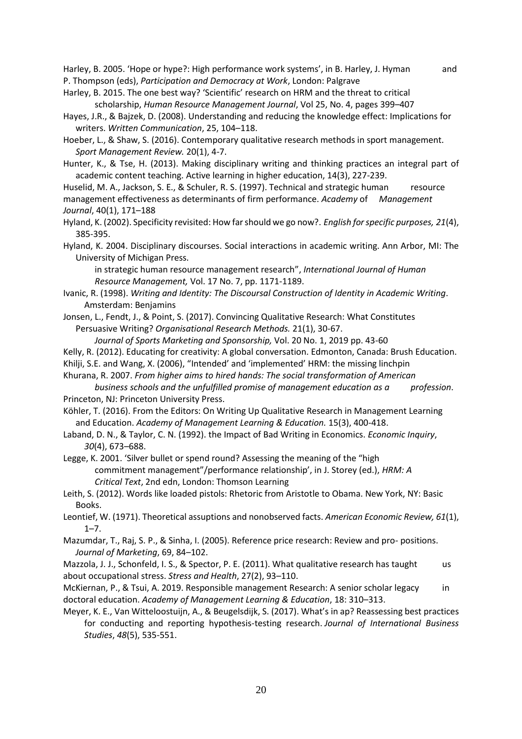Harley, B. 2005. 'Hope or hype?: High performance work systems', in B. Harley, J. Hyman and P. Thompson (eds), *Participation and Democracy at Work*, London: Palgrave

Harley, B. 2015. The one best way? 'Scientific' research on HRM and the threat to critical scholarship, *Human Resource Management Journal*, Vol 25, No. 4, pages 399–407

Hayes, J.R., & Bajzek, D. (2008). Understanding and reducing the knowledge effect: Implications for writers. *Written Communication*, 25, 104–118.

Hoeber, L., & Shaw, S. (2016). Contemporary qualitative research methods in sport management. *Sport Management Review.* 20(1), 4-7.

Hunter, K., & Tse, H. (2013). Making disciplinary writing and thinking practices an integral part of academic content teaching. Active learning in higher education, 14(3), 227-239.

Huselid, M. A., Jackson, S. E., & Schuler, R. S. (1997). Technical and strategic human resource management effectiveness as determinants of firm performance. *Academy* of *Management Journal*, 40(1), 171–188

Hyland, K. (2002). Specificity revisited: How far should we go now?. *English for specific purposes, 21*(4), 385-395.

Hyland, K. 2004. Disciplinary discourses. Social interactions in academic writing. Ann Arbor, MI: The University of Michigan Press.

in strategic human resource management research", *International Journal of Human Resource Management,* Vol. 17 No. 7, pp. 1171-1189.

Ivanic, R. (1998). *Writing and Identity: The Discoursal Construction of Identity in Academic Writing*. Amsterdam: Benjamins

Jonsen, L., Fendt, J., & Point, S. (2017). Convincing Qualitative Research: What Constitutes Persuasive Writing? *Organisational Research Methods.* 21(1), 30-67.

*Journal of Sports Marketing and Sponsorship,* Vol. 20 No. 1, 2019 pp. 43-60

Kelly, R. (2012). Educating for creativity: A global conversation. Edmonton, Canada: Brush Education.

Khilji, S.E. and Wang, X. (2006), "Intended' and 'implemented' HRM: the missing linchpin

Khurana, R. 2007. *From higher aims to hired hands: The social transformation of American business schools and the unfulfilled promise of management education as a profession*. Princeton, NJ: Princeton University Press.

Köhler, T. (2016). From the Editors: On Writing Up Qualitative Research in Management Learning and Education. *Academy of Management Learning & Education.* 15(3), 400-418.

Laband, D. N., & Taylor, C. N. (1992). the Impact of Bad Writing in Economics. *Economic Inquiry*, *30*(4), 673–688.

Legge, K. 2001. 'Silver bullet or spend round? Assessing the meaning of the "high commitment management"/performance relationship', in J. Storey (ed.), *HRM: A Critical Text*, 2nd edn, London: Thomson Learning

Leith, S. (2012). Words like loaded pistols: Rhetoric from Aristotle to Obama. New York, NY: Basic Books.

Leontief, W. (1971). Theoretical assuptions and nonobserved facts. *American Economic Review, 61*(1), 1–7.

Mazumdar, T., Raj, S. P., & Sinha, I. (2005). Reference price research: Review and pro- positions. *Journal of Marketing*, 69, 84–102.

Mazzola, J. J., Schonfeld, I. S., & Spector, P. E. (2011). What qualitative research has taught us about occupational stress. *Stress and Health*, 27(2), 93–110.

McKiernan, P., & Tsui, A. 2019. Responsible management Research: A senior scholar legacy in doctoral education. *Academy of Management Learning & Education*, 18: 310–313.

Meyer, K. E., Van Witteloostuijn, A., & Beugelsdijk, S. (2017). What's in ap? Reassessing best practices for conducting and reporting hypothesis-testing research. *Journal of International Business Studies*, *48*(5), 535-551.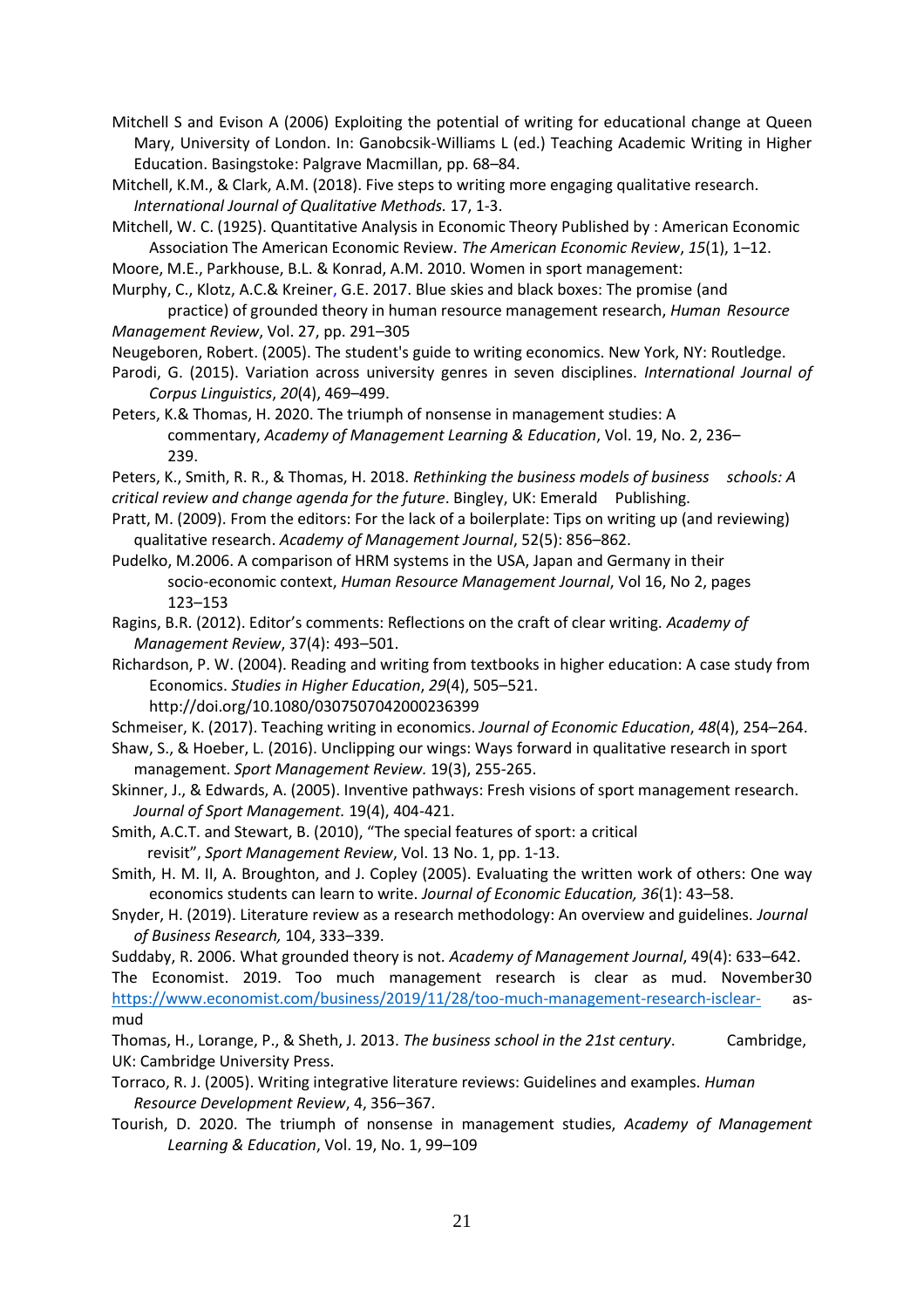Mitchell S and Evison A (2006) Exploiting the potential of writing for educational change at Queen Mary, University of London. In: Ganobcsik-Williams L (ed.) Teaching Academic Writing in Higher Education. Basingstoke: Palgrave Macmillan, pp. 68–84.

Mitchell, K.M., & Clark, A.M. (2018). Five steps to writing more engaging qualitative research. *International Journal of Qualitative Methods.* 17, 1-3.

Mitchell, W. C. (1925). Quantitative Analysis in Economic Theory Published by : American Economic Association The American Economic Review. *The American Economic Review*, *15*(1), 1–12.

Moore, M.E., Parkhouse, B.L. & Konrad, A.M. 2010. Women in sport management:

Murphy, C., Klotz, A.C.& Kreiner, G.E. 2017. Blue skies and black boxes: The promise (and practice) of grounded theory in human resource management research, *Human Resource Management Review*, Vol. 27, pp. 291–305

Neugeboren, Robert. (2005). The student's guide to writing economics. New York, NY: Routledge.

Parodi, G. (2015). Variation across university genres in seven disciplines. *International Journal of Corpus Linguistics*, *20*(4), 469–499.

Peters, K.& Thomas, H. 2020. The triumph of nonsense in management studies: A commentary, *Academy of Management Learning & Education*, Vol. 19, No. 2, 236–239.

Peters, K., Smith, R. R., & Thomas, H. 2018. *Rethinking the business models of business schools: A critical review and change agenda for the future*. Bingley, UK: Emerald Publishing.

Pratt, M. (2009). From the editors: For the lack of a boilerplate: Tips on writing up (and reviewing) qualitative research. *Academy of Management Journal*, 52(5): 856–862.

Pudelko, M.2006. A comparison of HRM systems in the USA, Japan and Germany in their socio-economic context, *Human Resource Management Journal*, Vol 16, No 2, pages 123–153

Ragins, B.R. (2012). Editor's comments: Reflections on the craft of clear writing. *Academy of Management Review*, 37(4): 493–501.

Richardson, P. W. (2004). Reading and writing from textbooks in higher education: A case study from Economics. *Studies in Higher Education*, *29*(4), 505–521. http://doi.org/10.1080/0307507042000236399

Schmeiser, K. (2017). Teaching writing in economics. *Journal of Economic Education*, *48*(4), 254–264.

Shaw, S., & Hoeber, L. (2016). Unclipping our wings: Ways forward in qualitative research in sport management. *Sport Management Review.* 19(3), 255-265.

Skinner, J., & Edwards, A. (2005). Inventive pathways: Fresh visions of sport management research. *Journal of Sport Management.* 19(4), 404-421.

Smith, A.C.T. and Stewart, B. (2010), "The special features of sport: a critical revisit", *Sport Management Review*, Vol. 13 No. 1, pp. 1-13.

Smith, H. M. II, A. Broughton, and J. Copley (2005). Evaluating the written work of others: One way economics students can learn to write. *Journal of Economic Education, 36*(1): 43–58.

Snyder, H. (2019). Literature review as a research methodology: An overview and guidelines. *Journal of Business Research,* 104, 333–339.

Suddaby, R. 2006. What grounded theory is not. *Academy of Management Journal*, 49(4): 633–642.

The Economist. 2019. Too much management research is clear as mud. November30 https://www.economist.com/business/2019/11/28/too-much-management-research-isclear- as-mud

Thomas, H., Lorange, P., & Sheth, J. 2013. *The business school in the 21st century*. Cambridge, UK: Cambridge University Press.

Torraco, R. J. (2005). Writing integrative literature reviews: Guidelines and examples. *Human Resource Development Review*, 4, 356–367.

Tourish, D. 2020. The triumph of nonsense in management studies, *Academy of Management Learning & Education*, Vol. 19, No. 1, 99–109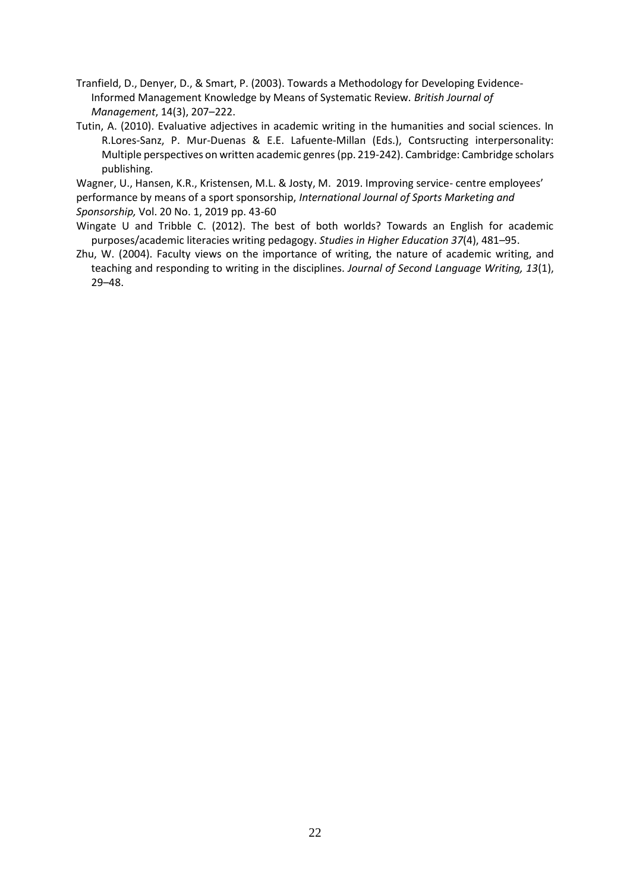Tranfield, D., Denyer, D., & Smart, P. (2003). Towards a Methodology for Developing Evidence-Informed Management Knowledge by Means of Systematic Review. *British Journal of Management*, 14(3), 207–222.

Tutin, A. (2010). Evaluative adjectives in academic writing in the humanities and social sciences. In R.Lores-Sanz, P. Mur-Duenas & E.E. Lafuente-Millan (Eds.), Contsructing interpersonality: Multiple perspectives on written academic genres (pp. 219-242). Cambridge: Cambridge scholars publishing.

Wagner, U., Hansen, K.R., Kristensen, M.L. & Josty, M. 2019. Improving service- centre employees' performance by means of a sport sponsorship, *International Journal of Sports Marketing and Sponsorship,* Vol. 20 No. 1, 2019 pp. 43-60

Wingate U and Tribble C. (2012). The best of both worlds? Towards an English for academic purposes/academic literacies writing pedagogy. *Studies in Higher Education 37*(4), 481–95.

Zhu, W. (2004). Faculty views on the importance of writing, the nature of academic writing, and teaching and responding to writing in the disciplines. *Journal of Second Language Writing, 13*(1), 29–48.